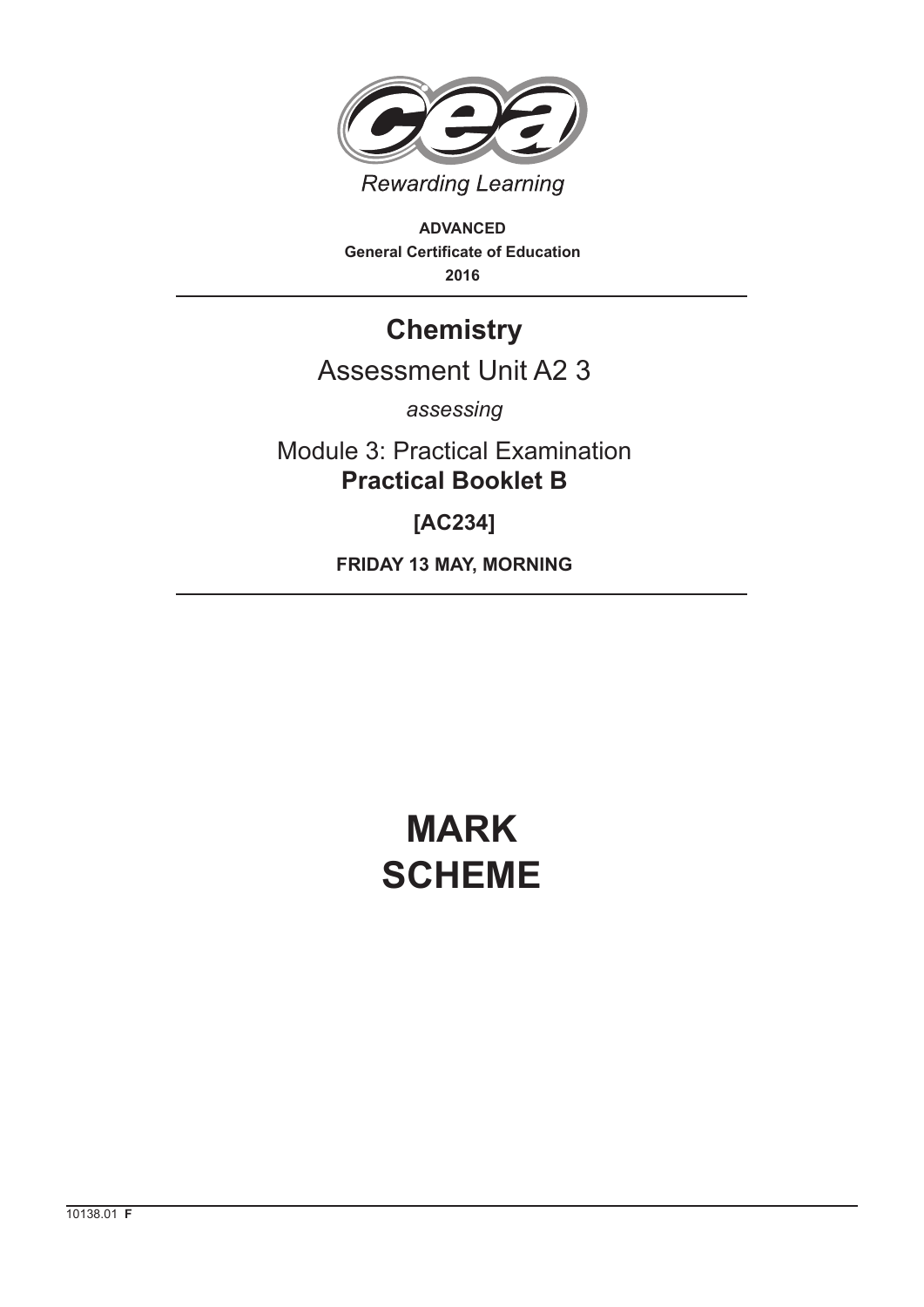Rewarding Learning

**ADVANCED**
**General Certificate of Education**
**2016**

# Chemistry

## Assessment Unit A2 3

*assessing*

Module 3: Practical Examination
**Practical Booklet B**

**[AC234]**

**FRIDAY 13 MAY, MORNING**

# MARK SCHEME

10138.01 **F**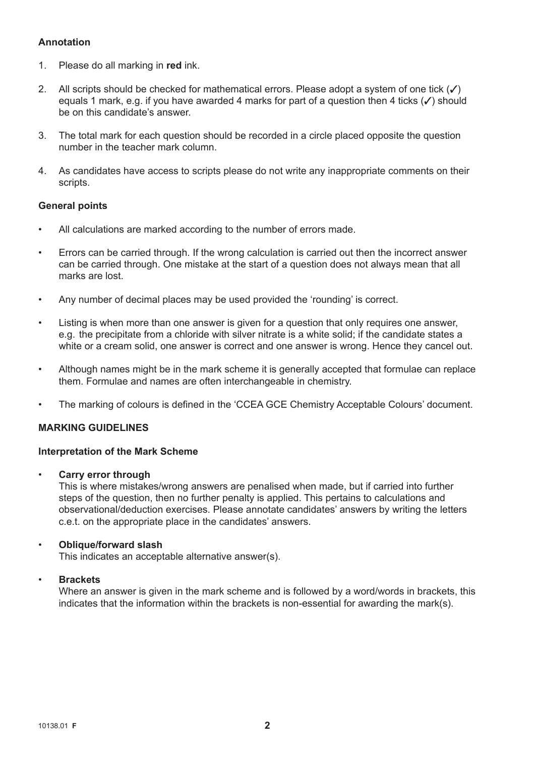**Annotation**

1. Please do all marking in **red** ink.

2. All scripts should be checked for mathematical errors. Please adopt a system of one tick (✓) equals 1 mark, e.g. if you have awarded 4 marks for part of a question then 4 ticks (✓) should be on this candidate's answer.

3. The total mark for each question should be recorded in a circle placed opposite the question number in the teacher mark column.

4. As candidates have access to scripts please do not write any inappropriate comments on their scripts.

**General points**

- All calculations are marked according to the number of errors made.
- Errors can be carried through. If the wrong calculation is carried out then the incorrect answer can be carried through. One mistake at the start of a question does not always mean that all marks are lost.
- Any number of decimal places may be used provided the 'rounding' is correct.
- Listing is when more than one answer is given for a question that only requires one answer, e.g. the precipitate from a chloride with silver nitrate is a white solid; if the candidate states a white or a cream solid, one answer is correct and one answer is wrong. Hence they cancel out.
- Although names might be in the mark scheme it is generally accepted that formulae can replace them. Formulae and names are often interchangeable in chemistry.
- The marking of colours is defined in the 'CCEA GCE Chemistry Acceptable Colours' document.

**MARKING GUIDELINES**

**Interpretation of the Mark Scheme**

- **Carry error through**
  This is where mistakes/wrong answers are penalised when made, but if carried into further steps of the question, then no further penalty is applied. This pertains to calculations and observational/deduction exercises. Please annotate candidates' answers by writing the letters c.e.t. on the appropriate place in the candidates' answers.

- **Oblique/forward slash**
  This indicates an acceptable alternative answer(s).

- **Brackets**
  Where an answer is given in the mark scheme and is followed by a word/words in brackets, this indicates that the information within the brackets is non-essential for awarding the mark(s).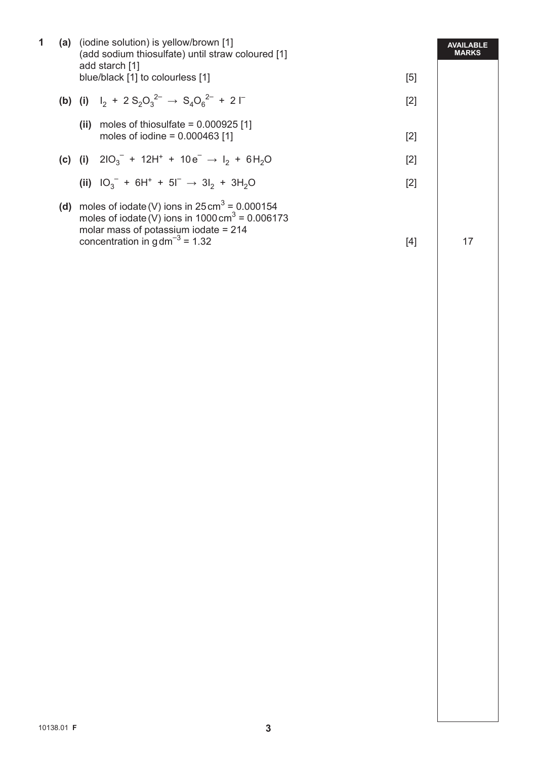| | | | | AVAILABLE MARKS |
|---|---|---|---|---|
| **1** | **(a)** | (iodine solution) is yellow/brown [1]<br>(add sodium thiosulfate) until straw coloured [1]<br>add starch [1]<br>blue/black [1] to colourless [1] | [5] | |
| | **(b)** | **(i)** $I_2 + 2\,S_2O_3^{2-} \rightarrow S_4O_6^{2-} + 2\,I^-$ | [2] | |
| | | **(ii)** moles of thiosulfate = 0.000925 [1]<br>moles of iodine = 0.000463 [1] | [2] | |
| | **(c)** | **(i)** $2IO_3^- + 12H^+ + 10e^- \rightarrow I_2 + 6H_2O$ | [2] | |
| | | **(ii)** $IO_3^- + 6H^+ + 5I^- \rightarrow 3I_2 + 3H_2O$ | [2] | |
| | **(d)** | moles of iodate (V) ions in 25 $cm^3$ = 0.000154<br>moles of iodate (V) ions in 1000 $cm^3$ = 0.006173<br>molar mass of potassium iodate = 214<br>concentration in $g\,dm^{-3}$ = 1.32 | [4] | 17 |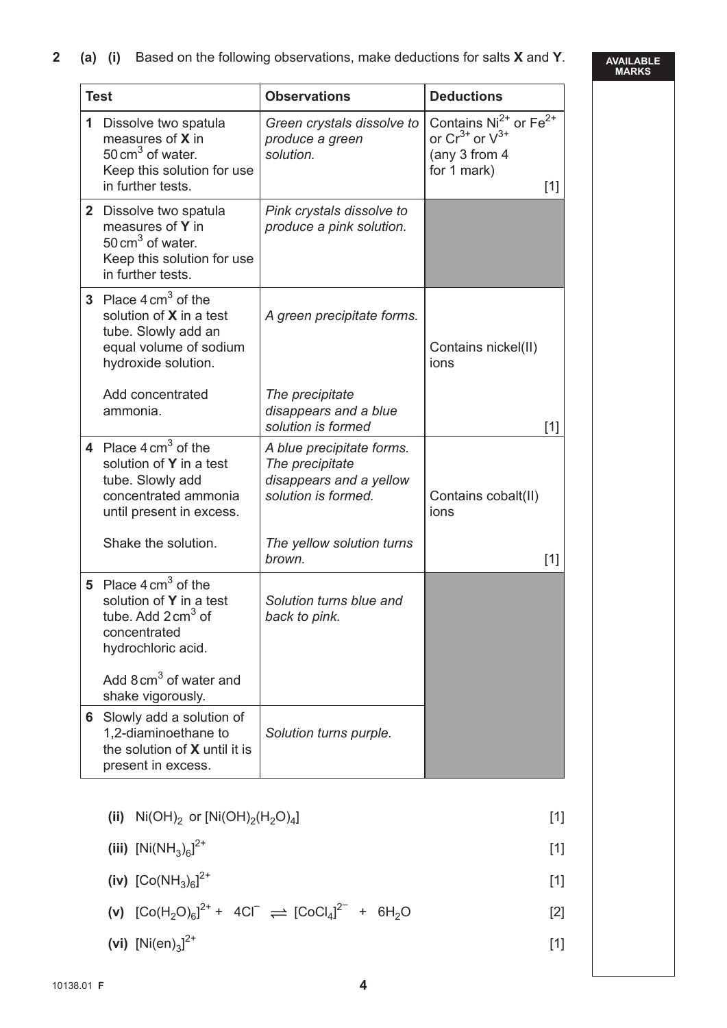**2 (a) (i)** Based on the following observations, make deductions for salts **X** and **Y**.

AVAILABLE MARKS

| Test | Observations | Deductions |
|---|---|---|
| **1** Dissolve two spatula measures of **X** in 50 $cm^3$ of water. Keep this solution for use in further tests. | *Green crystals dissolve to produce a green solution.* | Contains $Ni^{2+}$ or $Fe^{2+}$ or $Cr^{3+}$ or $V^{3+}$ (any 3 from 4 for 1 mark) [1] |
| **2** Dissolve two spatula measures of **Y** in 50 $cm^3$ of water. Keep this solution for use in further tests. | *Pink crystals dissolve to produce a pink solution.* | |
| **3** Place 4 $cm^3$ of the solution of **X** in a test tube. Slowly add an equal volume of sodium hydroxide solution. Add concentrated ammonia. | *A green precipitate forms.* *The precipitate disappears and a blue solution is formed* | Contains nickel(II) ions [1] |
| **4** Place 4 $cm^3$ of the solution of **Y** in a test tube. Slowly add concentrated ammonia until present in excess. Shake the solution. | *A blue precipitate forms. The precipitate disappears and a yellow solution is formed.* *The yellow solution turns brown.* | Contains cobalt(II) ions [1] |
| **5** Place 4 $cm^3$ of the solution of **Y** in a test tube. Add 2 $cm^3$ of concentrated hydrochloric acid. Add 8 $cm^3$ of water and shake vigorously. | *Solution turns blue and back to pink.* | |
| **6** Slowly add a solution of 1,2-diaminoethane to the solution of **X** until it is present in excess. | *Solution turns purple.* | |

**(ii)** $Ni(OH)_2$ or $[Ni(OH)_2(H_2O)_4]$ [1]

**(iii)** $[Ni(NH_3)_6]^{2+}$ [1]

**(iv)** $[Co(NH_3)_6]^{2+}$ [1]

**(v)** $[Co(H_2O)_6]^{2+} + 4Cl^- \rightleftharpoons [CoCl_4]^{2-} + 6H_2O$ [2]

**(vi)** $[Ni(en)_3]^{2+}$ [1]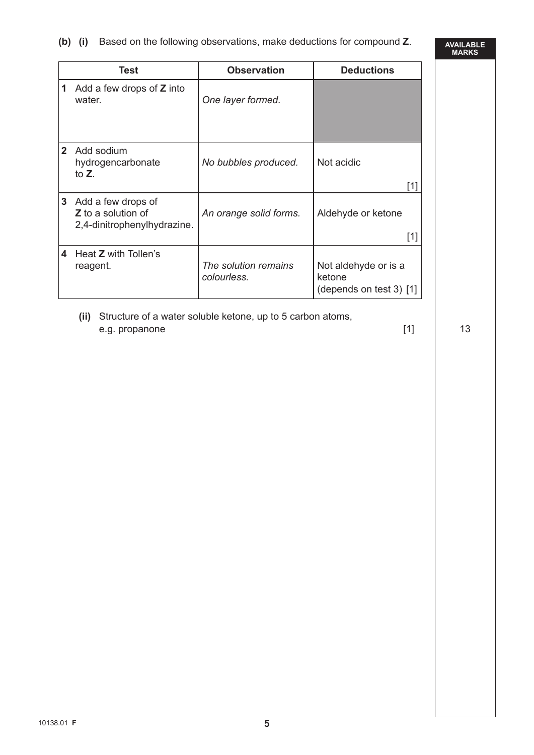**(b) (i)** Based on the following observations, make deductions for compound **Z**.

| Test | Observation | Deductions |
|---|---|---|
| **1** Add a few drops of **Z** into water. | *One layer formed.* | |
| **2** Add sodium hydrogencarbonate to **Z**. | *No bubbles produced.* | Not acidic [1] |
| **3** Add a few drops of **Z** to a solution of 2,4-dinitrophenylhydrazine. | *An orange solid forms.* | Aldehyde or ketone [1] |
| **4** Heat **Z** with Tollen's reagent. | *The solution remains colourless.* | Not aldehyde or is a ketone (depends on test 3) [1] |

**(ii)** Structure of a water soluble ketone, up to 5 carbon atoms, e.g. propanone [1]

13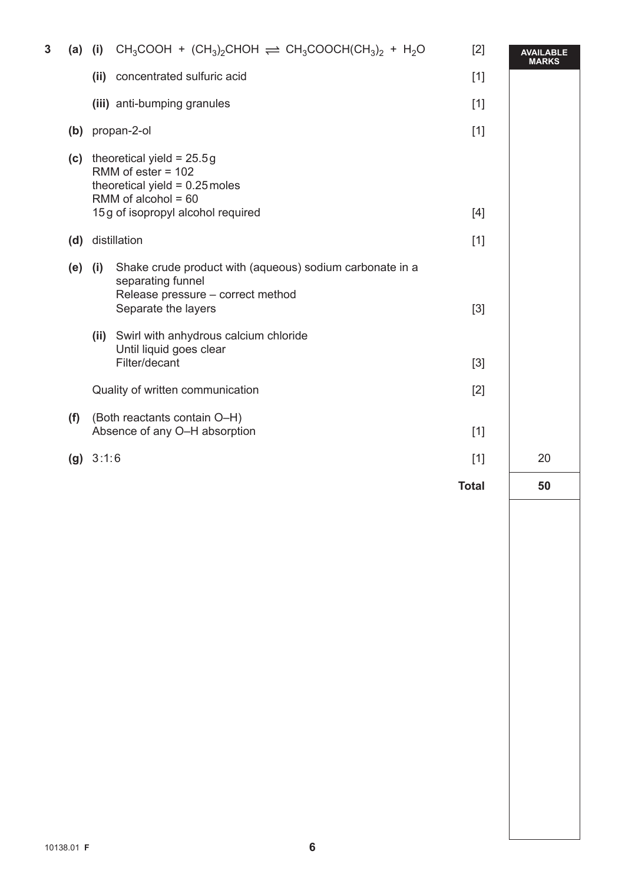| | | | | AVAILABLE MARKS |
|---|---|---|---|---|
| **3** | **(a)** | **(i)** $CH_3COOH + (CH_3)_2CHOH \rightleftharpoons CH_3COOCH(CH_3)_2 + H_2O$ | [2] | |
| | | **(ii)** concentrated sulfuric acid | [1] | |
| | | **(iii)** anti-bumping granules | [1] | |
| | **(b)** | propan-2-ol | [1] | |
| | **(c)** | theoretical yield = 25.5 g<br>RMM of ester = 102<br>theoretical yield = 0.25 moles<br>RMM of alcohol = 60<br>15 g of isopropyl alcohol required | [4] | |
| | **(d)** | distillation | [1] | |
| | **(e)** | **(i)** Shake crude product with (aqueous) sodium carbonate in a separating funnel<br>Release pressure – correct method<br>Separate the layers | [3] | |
| | | **(ii)** Swirl with anhydrous calcium chloride<br>Until liquid goes clear<br>Filter/decant | [3] | |
| | | Quality of written communication | [2] | |
| | **(f)** | (Both reactants contain O–H)<br>Absence of any O–H absorption | [1] | |
| | **(g)** | 3:1:6 | [1] | 20 |
| | | | **Total** | **50** |